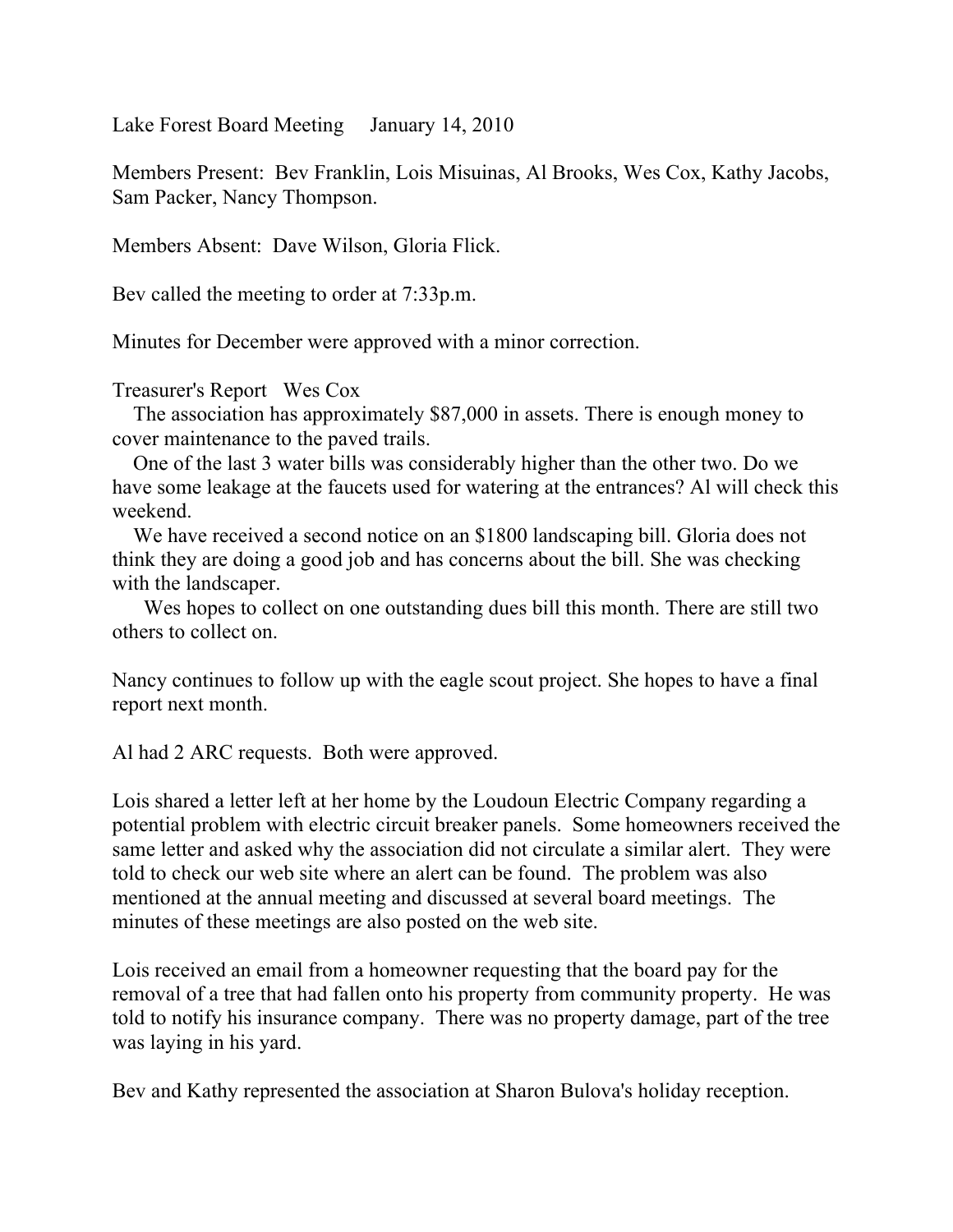Lake Forest Board Meeting January 14, 2010

Members Present: Bev Franklin, Lois Misuinas, Al Brooks, Wes Cox, Kathy Jacobs, Sam Packer, Nancy Thompson.

Members Absent: Dave Wilson, Gloria Flick.

Bev called the meeting to order at 7:33p.m.

Minutes for December were approved with a minor correction.

Treasurer's Report Wes Cox

The association has approximately $87,000 in assets. There is enough money to cover maintenance to the paved trails.

One of the last 3 water bills was considerably higher than the other two. Do we have some leakage at the faucets used for watering at the entrances? Al will check this weekend.

We have received a second notice on an $1800 landscaping bill. Gloria does not think they are doing a good job and has concerns about the bill. She was checking with the landscaper.

Wes hopes to collect on one outstanding dues bill this month. There are still two others to collect on.

Nancy continues to follow up with the eagle scout project. She hopes to have a final report next month.

Al had 2 ARC requests. Both were approved.

Lois shared a letter left at her home by the Loudoun Electric Company regarding a potential problem with electric circuit breaker panels. Some homeowners received the same letter and asked why the association did not circulate a similar alert. They were told to check our web site where an alert can be found. The problem was also mentioned at the annual meeting and discussed at several board meetings. The minutes of these meetings are also posted on the web site.

Lois received an email from a homeowner requesting that the board pay for the removal of a tree that had fallen onto his property from community property. He was told to notify his insurance company. There was no property damage, part of the tree was laying in his yard.

Bev and Kathy represented the association at Sharon Bulova's holiday reception.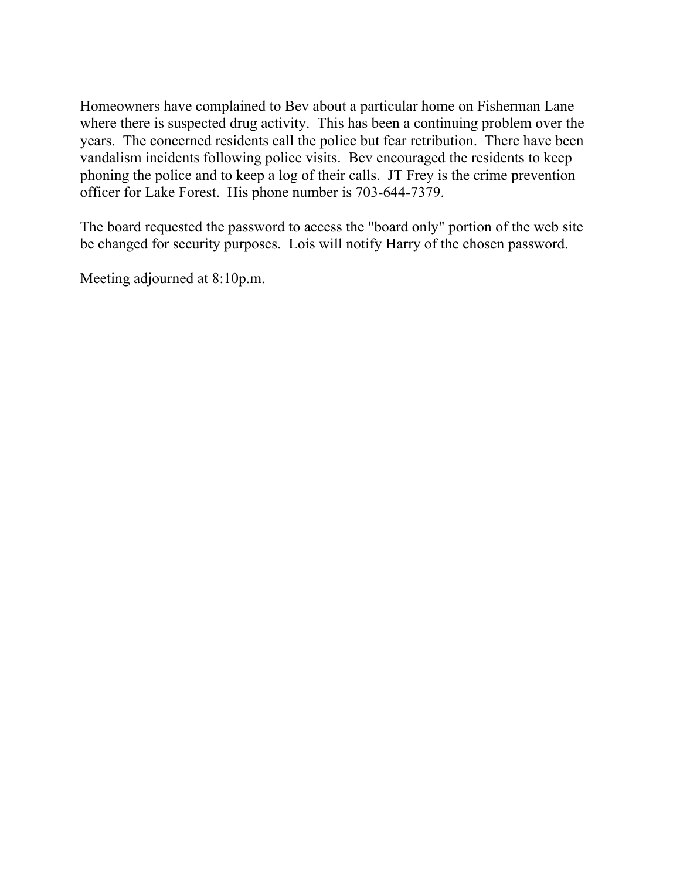Homeowners have complained to Bev about a particular home on Fisherman Lane where there is suspected drug activity. This has been a continuing problem over the years. The concerned residents call the police but fear retribution. There have been vandalism incidents following police visits. Bev encouraged the residents to keep phoning the police and to keep a log of their calls. JT Frey is the crime prevention officer for Lake Forest. His phone number is 703-644-7379.

The board requested the password to access the "board only" portion of the web site be changed for security purposes. Lois will notify Harry of the chosen password.

Meeting adjourned at 8:10p.m.